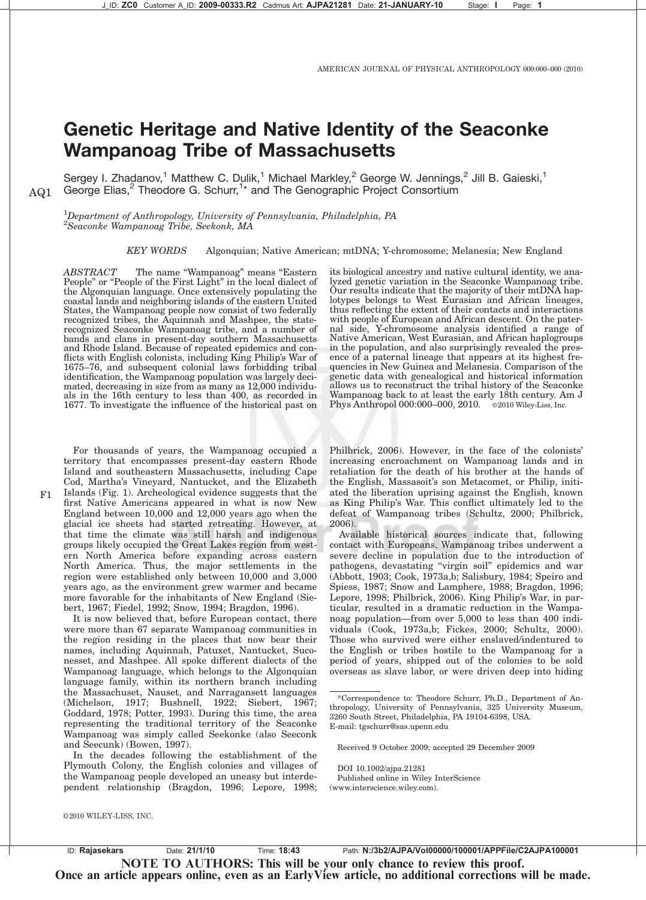# Genetic Heritage and Native Identity of the Seaconke Wampanoag Tribe of Massachusetts

Sergey I. Zhadanov,[1] Matthew C. Dulik,[1] Michael Markley,[2] George W. Jennings,[2] Jill B. Gaieski,[1] George Elias,[2] Theodore G. Schurr,[1]* and The Genographic Project Consortium

[1]*Department of Anthropology, University of Pennsylvania, Philadelphia, PA*
[2]*Seaconke Wampanoag Tribe, Seekonk, MA*

*KEY WORDS* Algonquian; Native American; mtDNA; Y-chromosome; Melanesia; New England

*ABSTRACT* The name "Wampanoag" means "Eastern People" or "People of the First Light" in the local dialect of the Algonquian language. Once extensively populating the coastal lands and neighboring islands of the eastern United States, the Wampanoag people now consist of two federally recognized tribes, the Aquinnah and Mashpee, the state-recognized Seaconke Wampanoag tribe, and a number of bands and clans in present-day southern Massachusetts and Rhode Island. Because of repeated epidemics and conflicts with English colonists, including King Philip's War of 1675–76, and subsequent colonial laws forbidding tribal identification, the Wampanoag population was largely decimated, decreasing in size from as many as 12,000 individuals in the 16th century to less than 400, as recorded in 1677. To investigate the influence of the historical past on its biological ancestry and native cultural identity, we analyzed genetic variation in the Seaconke Wampanoag tribe. Our results indicate that the majority of their mtDNA haplotypes belongs to West Eurasian and African lineages, thus reflecting the extent of their contacts and interactions with people of European and African descent. On the paternal side, Y-chromosome analysis identified a range of Native American, West Eurasian, and African haplogroups in the population, and also surprisingly revealed the presence of a paternal lineage that appears at its highest frequencies in New Guinea and Melanesia. Comparison of the genetic data with genealogical and historical information allows us to reconstruct the tribal history of the Seaconke Wampanoag back to at least the early 18th century. Am J Phys Anthropol 000:000–000, 2010. ©2010 Wiley-Liss, Inc.

For thousands of years, the Wampanoag occupied a territory that encompasses present-day eastern Rhode Island and southeastern Massachusetts, including Cape Cod, Martha's Vineyard, Nantucket, and the Elizabeth Islands (Fig. 1). Archeological evidence suggests that the first Native Americans appeared in what is now New England between 10,000 and 12,000 years ago when the glacial ice sheets had started retreating. However, at that time the climate was still harsh and indigenous groups likely occupied the Great Lakes region from western North America before expanding across eastern North America. Thus, the major settlements in the region were established only between 10,000 and 3,000 years ago, as the environment grew warmer and became more favorable for the inhabitants of New England (Siebert, 1967; Fiedel, 1992; Snow, 1994; Bragdon, 1996).

It is now believed that, before European contact, there were more than 67 separate Wampanoag communities in the region residing in the places that now bear their names, including Aquinnah, Patuxet, Nantucket, Suconesset, and Mashpee. All spoke different dialects of the Wampanoag language, which belongs to the Algonquian language family, within its northern branch including the Massachuset, Nauset, and Narragansett languages (Michelson, 1917; Bushnell, 1922; Siebert, 1967; Goddard, 1978; Potter, 1993). During this time, the area representing the traditional territory of the Seaconke Wampanoag was simply called Seekonke (also Seeconk and Seecunk) (Bowen, 1997).

In the decades following the establishment of the Plymouth Colony, the English colonies and villages of the Wampanoag people developed an uneasy but interdependent relationship (Bragdon, 1996; Lepore, 1998; Philbrick, 2006). However, in the face of the colonists' increasing encroachment on Wampanoag lands and in retaliation for the death of his brother at the hands of the English, Massasoit's son Metacomet, or Philip, initiated the liberation uprising against the English, known as King Philip's War. This conflict ultimately led to the defeat of Wampanoag tribes (Schultz, 2000; Philbrick, 2006).

Available historical sources indicate that, following contact with Europeans, Wampanoag tribes underwent a severe decline in population due to the introduction of pathogens, devastating "virgin soil" epidemics and war (Abbott, 1903; Cook, 1973a,b; Salisbury, 1984; Speiro and Spiess, 1987; Snow and Lamphere, 1988; Bragdon, 1996; Lepore, 1998; Philbrick, 2006). King Philip's War, in particular, resulted in a dramatic reduction in the Wampanoag population—from over 5,000 to less than 400 individuals (Cook, 1973a,b; Fickes, 2000; Schultz, 2000). Those who survived were either enslaved/indentured to the English or tribes hostile to the Wampanoag for a period of years, shipped out of the colonies to be sold overseas as slave labor, or were driven deep into hiding

*Correspondence to: Theodore Schurr, Ph.D., Department of Anthropology, University of Pennsylvania, 325 University Museum, 3260 South Street, Philadelphia, PA 19104-6398, USA. E-mail: tgschurr@sas.upenn.edu

Received 9 October 2009; accepted 29 December 2009

DOI 10.1002/ajpa.21281
Published online in Wiley InterScience (www.interscience.wiley.com).

©2010 WILEY-LISS, INC.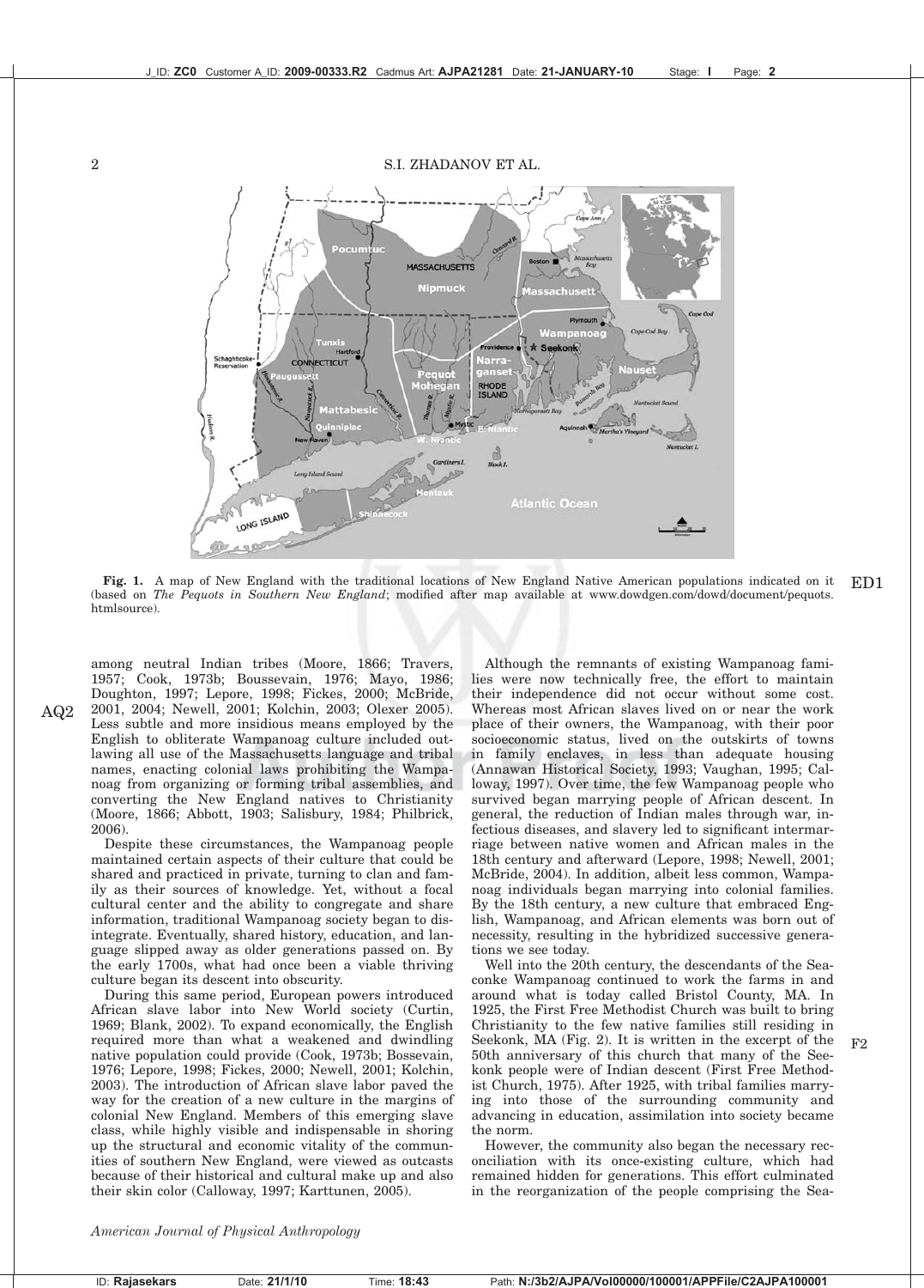**Fig. 1.** A map of New England with the traditional locations of New England Native American populations indicated on it (based on *The Pequots in Southern New England*; modified after map available at www.dowdgen.com/dowd/document/pequots.htmlsource).

among neutral Indian tribes (Moore, 1866; Travers, 1957; Cook, 1973b; Boussevain, 1976; Mayo, 1986; Doughton, 1997; Lepore, 1998; Fickes, 2000; McBride, 2001, 2004; Newell, 2001; Kolchin, 2003; Olexer 2005). Less subtle and more insidious means employed by the English to obliterate Wampanoag culture included outlawing all use of the Massachusetts language and tribal names, enacting colonial laws prohibiting the Wampanoag from organizing or forming tribal assemblies, and converting the New England natives to Christianity (Moore, 1866; Abbott, 1903; Salisbury, 1984; Philbrick, 2006).

Despite these circumstances, the Wampanoag people maintained certain aspects of their culture that could be shared and practiced in private, turning to clan and family as their sources of knowledge. Yet, without a focal cultural center and the ability to congregate and share information, traditional Wampanoag society began to disintegrate. Eventually, shared history, education, and language slipped away as older generations passed on. By the early 1700s, what had once been a viable thriving culture began its descent into obscurity.

During this same period, European powers introduced African slave labor into New World society (Curtin, 1969; Blank, 2002). To expand economically, the English required more than what a weakened and dwindling native population could provide (Cook, 1973b; Bossevain, 1976; Lepore, 1998; Fickes, 2000; Newell, 2001; Kolchin, 2003). The introduction of African slave labor paved the way for the creation of a new culture in the margins of colonial New England. Members of this emerging slave class, while highly visible and indispensable in shoring up the structural and economic vitality of the communities of southern New England, were viewed as outcasts because of their historical and cultural make up and also their skin color (Calloway, 1997; Karttunen, 2005).

Although the remnants of existing Wampanoag families were now technically free, the effort to maintain their independence did not occur without some cost. Whereas most African slaves lived on or near the work place of their owners, the Wampanoag, with their poor socioeconomic status, lived on the outskirts of towns in family enclaves, in less than adequate housing (Annawan Historical Society, 1993; Vaughan, 1995; Calloway, 1997). Over time, the few Wampanoag people who survived began marrying people of African descent. In general, the reduction of Indian males through war, infectious diseases, and slavery led to significant intermarriage between native women and African males in the 18th century and afterward (Lepore, 1998; Newell, 2001; McBride, 2004). In addition, albeit less common, Wampanoag individuals began marrying into colonial families. By the 18th century, a new culture that embraced English, Wampanoag, and African elements was born out of necessity, resulting in the hybridized successive generations we see today.

Well into the 20th century, the descendants of the Seaconke Wampanoag continued to work the farms in and around what is today called Bristol County, MA. In 1925, the First Free Methodist Church was built to bring Christianity to the few native families still residing in Seekonk, MA (Fig. 2). It is written in the excerpt of the 50th anniversary of this church that many of the Seekonk people were of Indian descent (First Free Methodist Church, 1975). After 1925, with tribal families marrying into those of the surrounding community and advancing in education, assimilation into society became the norm.

However, the community also began the necessary reconciliation with its once-existing culture, which had remained hidden for generations. This effort culminated in the reorganization of the people comprising the Sea-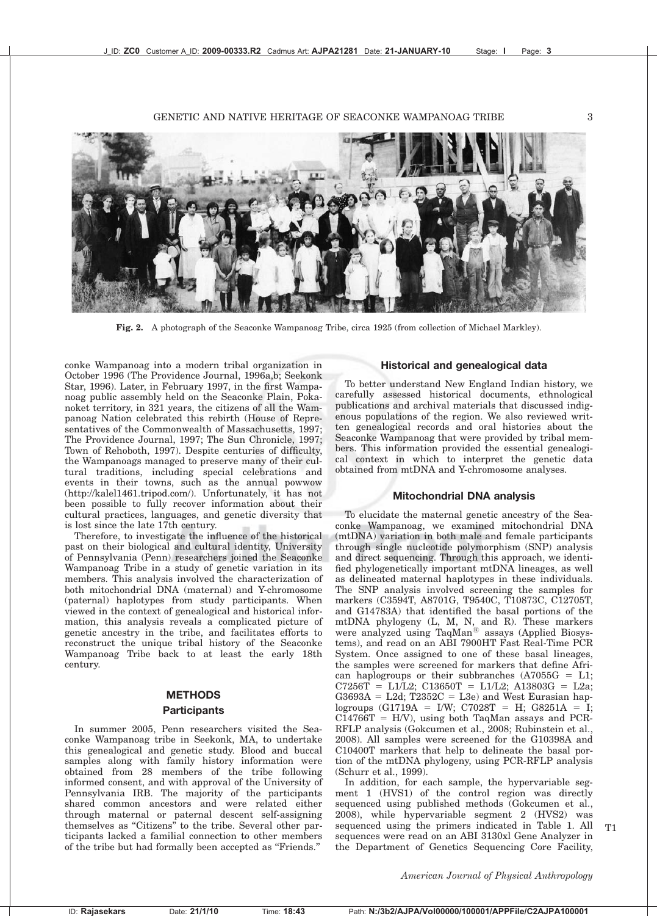**Fig. 2.** A photograph of the Seaconke Wampanoag Tribe, circa 1925 (from collection of Michael Markley).

conke Wampanoag into a modern tribal organization in October 1996 (The Providence Journal, 1996a,b; Seekonk Star, 1996). Later, in February 1997, in the first Wampanoag public assembly held on the Seaconke Plain, Pokanoket territory, in 321 years, the citizens of all the Wampanoag Nation celebrated this rebirth (House of Representatives of the Commonwealth of Massachusetts, 1997; The Providence Journal, 1997; The Sun Chronicle, 1997; Town of Rehoboth, 1997). Despite centuries of difficulty, the Wampanoags managed to preserve many of their cultural traditions, including special celebrations and events in their towns, such as the annual powwow (http://kalel1461.tripod.com/). Unfortunately, it has not been possible to fully recover information about their cultural practices, languages, and genetic diversity that is lost since the late 17th century.

Therefore, to investigate the influence of the historical past on their biological and cultural identity, University of Pennsylvania (Penn) researchers joined the Seaconke Wampanoag Tribe in a study of genetic variation in its members. This analysis involved the characterization of both mitochondrial DNA (maternal) and Y-chromosome (paternal) haplotypes from study participants. When viewed in the context of genealogical and historical information, this analysis reveals a complicated picture of genetic ancestry in the tribe, and facilitates efforts to reconstruct the unique tribal history of the Seaconke Wampanoag Tribe back to at least the early 18th century.

## METHODS

### Participants

In summer 2005, Penn researchers visited the Seaconke Wampanoag tribe in Seekonk, MA, to undertake this genealogical and genetic study. Blood and buccal samples along with family history information were obtained from 28 members of the tribe following informed consent, and with approval of the University of Pennsylvania IRB. The majority of the participants shared common ancestors and were related either through maternal or paternal descent self-assigning themselves as "Citizens" to the tribe. Several other participants lacked a familial connection to other members of the tribe but had formally been accepted as "Friends."

### Historical and genealogical data

To better understand New England Indian history, we carefully assessed historical documents, ethnological publications and archival materials that discussed indigenous populations of the region. We also reviewed written genealogical records and oral histories about the Seaconke Wampanoag that were provided by tribal members. This information provided the essential genealogical context in which to interpret the genetic data obtained from mtDNA and Y-chromosome analyses.

### Mitochondrial DNA analysis

To elucidate the maternal genetic ancestry of the Seaconke Wampanoag, we examined mitochondrial DNA (mtDNA) variation in both male and female participants through single nucleotide polymorphism (SNP) analysis and direct sequencing. Through this approach, we identified phylogenetically important mtDNA lineages, as well as delineated maternal haplotypes in these individuals. The SNP analysis involved screening the samples for markers (C3594T, A8701G, T9540C, T10873C, C12705T, and G14783A) that identified the basal portions of the mtDNA phylogeny (L, M, N, and R). These markers were analyzed using TaqMan® assays (Applied Biosystems), and read on an ABI 7900HT Fast Real-Time PCR System. Once assigned to one of these basal lineages, the samples were screened for markers that define African haplogroups or their subbranches (A7055G = L1; C7256T = L1/L2; C13650T = L1/L2; A13803G = L2a; G3693A = L2d; T2352C = L3e) and West Eurasian haplogroups (G1719A = I/W; C7028T = H; G8251A = I; C14766T = H/V), using both TaqMan assays and PCR-RFLP analysis (Gokcumen et al., 2008; Rubinstein et al., 2008). All samples were screened for the G10398A and C10400T markers that help to delineate the basal portion of the mtDNA phylogeny, using PCR-RFLP analysis (Schurr et al., 1999).

In addition, for each sample, the hypervariable segment 1 (HVS1) of the control region was directly sequenced using published methods (Gokcumen et al., 2008), while hypervariable segment 2 (HVS2) was sequenced using the primers indicated in Table 1. All sequences were read on an ABI 3130xl Gene Analyzer in the Department of Genetics Sequencing Core Facility,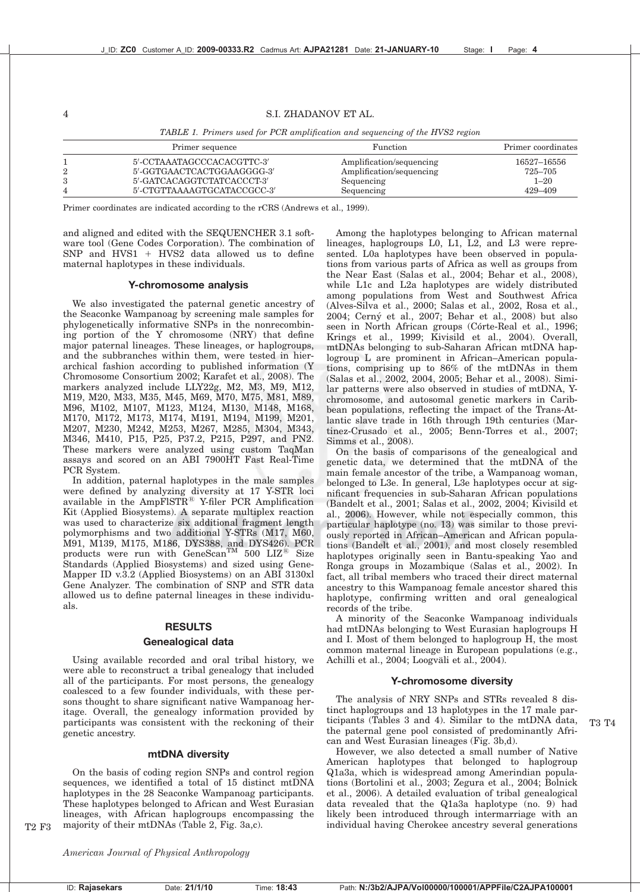*TABLE 1. Primers used for PCR amplification and sequencing of the HVS2 region*

| | Primer sequence | Function | Primer coordinates |
|---|---|---|---|
| 1 | 5′-CCTAAATAGCCCACACGTTC-3′ | Amplification/sequencing | 16527–16556 |
| 2 | 5′-GGTGAACTCACTGGAAGGGG-3′ | Amplification/sequencing | 725–705 |
| 3 | 5′-GATCACAGGTCTATCACCCT-3′ | Sequencing | 1–20 |
| 4 | 5′-CTGTTAAAAGTGCATACCGCC-3′ | Sequencing | 429–409 |

Primer coordinates are indicated according to the rCRS (Andrews et al., 1999).

and aligned and edited with the SEQUENCHER 3.1 software tool (Gene Codes Corporation). The combination of SNP and HVS1 + HVS2 data allowed us to define maternal haplotypes in these individuals.

### Y-chromosome analysis

We also investigated the paternal genetic ancestry of the Seaconke Wampanoag by screening male samples for phylogenetically informative SNPs in the nonrecombining portion of the Y chromosome (NRY) that define major paternal lineages. These lineages, or haplogroups, and the subbranches within them, were tested in hierarchical fashion according to published information (Y Chromosome Consortium 2002; Karafet et al., 2008). The markers analyzed include LLY22g, M2, M3, M9, M12, M19, M20, M33, M35, M45, M69, M70, M75, M81, M89, M96, M102, M107, M123, M124, M130, M148, M168, M170, M172, M173, M174, M191, M194, M199, M201, M207, M230, M242, M253, M267, M285, M304, M343, M346, M410, P15, P25, P37.2, P215, P297, and PN2. These markers were analyzed using custom TaqMan assays and scored on an ABI 7900HT Fast Real-Time PCR System.

In addition, paternal haplotypes in the male samples were defined by analyzing diversity at 17 Y-STR loci available in the AmpFlSTR® Y-filer PCR Amplification Kit (Applied Biosystems). A separate multiplex reaction was used to characterize six additional fragment length polymorphisms and two additional Y-STRs (M17, M60, M91, M139, M175, M186, DYS388, and DYS426). PCR products were run with GeneScan™ 500 LIZ® Size Standards (Applied Biosystems) and sized using GeneMapper ID v.3.2 (Applied Biosystems) on an ABI 3130xl Gene Analyzer. The combination of SNP and STR data allowed us to define paternal lineages in these individuals.

## RESULTS

### Genealogical data

Using available recorded and oral tribal history, we were able to reconstruct a tribal genealogy that included all of the participants. For most persons, the genealogy coalesced to a few founder individuals, with these persons thought to share significant native Wampanoag heritage. Overall, the genealogy information provided by participants was consistent with the reckoning of their genetic ancestry.

### mtDNA diversity

On the basis of coding region SNPs and control region sequences, we identified a total of 15 distinct mtDNA haplotypes in the 28 Seaconke Wampanoag participants. These haplotypes belonged to African and West Eurasian lineages, with African haplogroups encompassing the majority of their mtDNAs (Table 2, Fig. 3a,c).

Among the haplotypes belonging to African maternal lineages, haplogroups L0, L1, L2, and L3 were represented. L0a haplotypes have been observed in populations from various parts of Africa as well as groups from the Near East (Salas et al., 2004; Behar et al., 2008), while L1c and L2a haplotypes are widely distributed among populations from West and Southwest Africa (Alves-Silva et al., 2000; Salas et al., 2002, Rosa et al., 2004; Cerný et al., 2007; Behar et al., 2008) but also seen in North African groups (Córte-Real et al., 1996; Krings et al., 1999; Kivisild et al., 2004). Overall, mtDNAs belonging to sub-Saharan African mtDNA haplogroup L are prominent in African–American populations, comprising up to 86% of the mtDNAs in them (Salas et al., 2002, 2004, 2005; Behar et al., 2008). Similar patterns were also observed in studies of mtDNA, Y-chromosome, and autosomal genetic markers in Caribbean populations, reflecting the impact of the Trans-Atlantic slave trade in 16th through 19th centuries (Martinez-Crusado et al., 2005; Benn-Torres et al., 2007; Simms et al., 2008).

On the basis of comparisons of the genealogical and genetic data, we determined that the mtDNA of the main female ancestor of the tribe, a Wampanoag woman, belonged to L3e. In general, L3e haplotypes occur at significant frequencies in sub-Saharan African populations (Salas et al., 2002, 2004; Kivisild et al., 2006). However, while not especially common, this particular haplotype (no. 13) was similar to those previously reported in African–American and African populations (Bandelt et al., 2001), and most closely resembled haplotypes originally seen in Bantu-speaking Yao and Ronga groups in Mozambique (Salas et al., 2002). In fact, all tribal members who traced their direct maternal ancestry to this Wampanoag female ancestor shared this haplotype, confirming written and oral genealogical records of the tribe.

A minority of the Seaconke Wampanoag individuals had mtDNAs belonging to West Eurasian haplogroups H and I. Most of them belonged to haplogroup H, the most common maternal lineage in European populations (e.g., Achilli et al., 2004; Loogväli et al., 2004).

### Y-chromosome diversity

The analysis of NRY SNPs and STRs revealed 8 distinct haplogroups and 13 haplotypes in the 17 male participants (Tables 3 and 4). Similar to the mtDNA data, the paternal gene pool consisted of predominantly African and West Eurasian lineages (Fig. 3b,d).

However, we also detected a small number of Native American haplotypes that belonged to haplogroup Q1a3a, which is widespread among Amerindian populations (Bortolini et al., 2003; Zegura et al., 2004; Bolnick et al., 2006). A detailed evaluation of tribal genealogical data revealed that the Q1a3a haplotype (no. 9) had likely been introduced through intermarriage with an individual having Cherokee ancestry several generations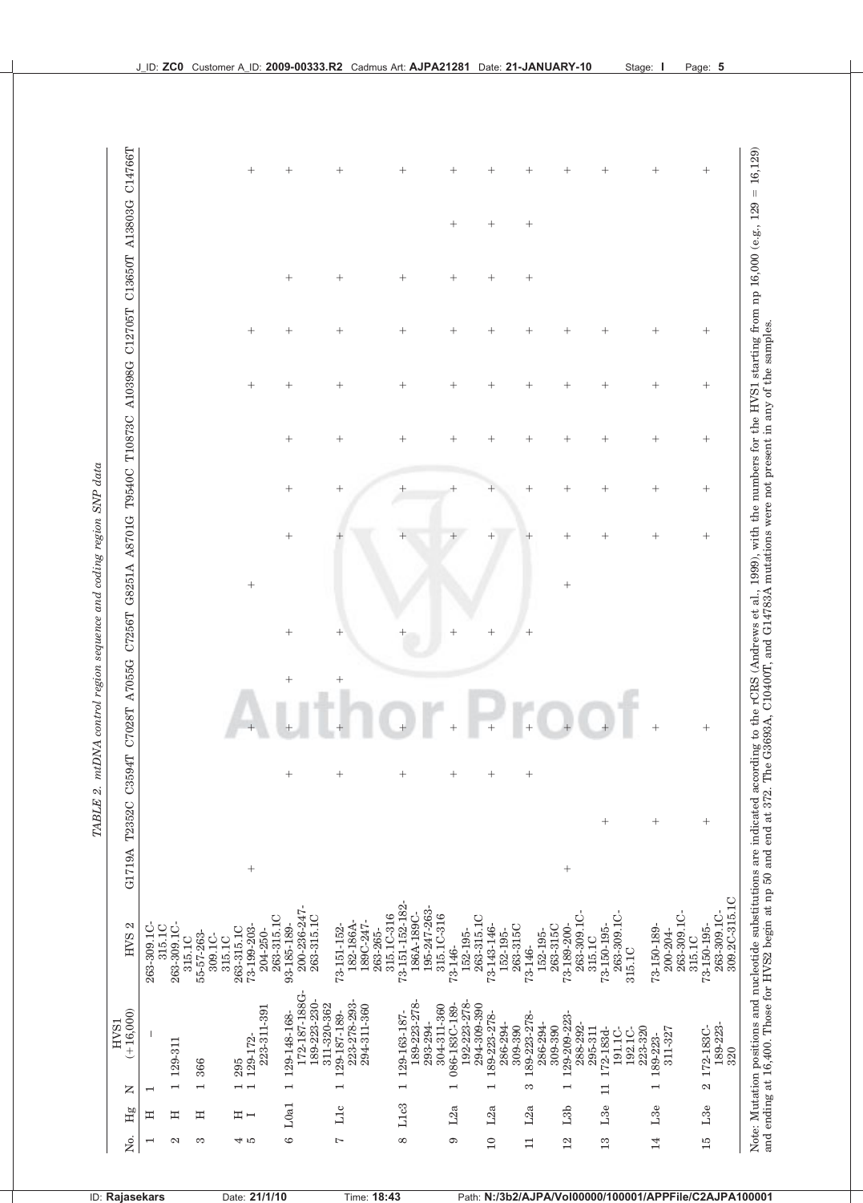*TABLE 2. mtDNA control region sequence and coding region SNP data*

| No. | Hg | N | HVS1 (+16,000) | HVS 2 | G1719A | T2352C | C3594T | C7028T | A7055G | C7256T | G8251A | A8701G | T9540C | T10873C | A10398G | C12705T | C13650T | A13803G | C14766T |
|---|---|---|---|---|---|---|---|---|---|---|---|---|---|---|---|---|---|---|---|
| 1 | H | 1 | – | 263-309.1C-315.1C | | | | | | | | | | | | | | | |
| 2 | H | 1 | 129-311 | 263-309.1C-315.1C | | | | | | | | | | | | | | | |
| 3 | H | 1 | 366 | 55-57-263-309.1C-315.1C | | | | | | | | | | | | | | | |
| 4 | H | 1 | 295 | 263-315.1C | | | | | | | | | | | | | | | |
| 5 | I | 1 | 129-172-223-311-391 | 73-199-203-204-250-263-315.1C | + | | | | | | + | | | | + | + | | | + |
| 6 | L0a1 | 1 | 129-148-168-172-187-188G-189-223-230-311-320-362 | 93-185-189-200-236-247-263-315.1C | | | + | + | + | + | | + | + | + | + | + | + | | + |
| 7 | L1c | 1 | 129-187-189-223-278-293-294-311-360 | 73-151-152-182-186A-189C-247-263-265-315.1C-316 | | | + | + | + | + | | + | + | + | + | + | + | | + |
| 8 | L1c3 | 1 | 129-163-187-189-223-278-293-294-304-311-360 | 73-151-152-182-186A-189C-195-247-263-315.1C-316 | | | + | + | | + | | + | + | + | + | + | + | | + |
| 9 | L2a | 1 | 086-183C-189-192-223-278-294-309-390 | 73-146-152-195-263-315.1C | | | + | + | | + | | + | + | + | + | + | + | + | + |
| 10 | L2a | 1 | 189-223-278-286-294-309-390 | 73-143-146-152-195-263-315C | | | + | + | | + | | + | + | + | + | + | + | + | + |
| 11 | L2a | 3 | 189-223-278-286-294-309-390 | 73-146-152-195-263-315C | | | + | + | | + | | + | + | + | + | + | + | + | + |
| 12 | L3b | 1 | 129-209-223-288-292-295-311 | 73-189-200-263-309.1C-315.1C | + | | | + | | | + | + | + | + | + | + | | | + |
| 13 | L3e | 11 | 172-183d-191.1C-192.1C-223-320 | 73-150-195-263-309.1C-315.1C | | + | | + | | | | + | + | + | + | + | | | + |
| 14 | L3e | 1 | 189-223-311-327 | 73-150-189-200-204-263-309.1C-315.1C | | + | | + | | | | + | + | + | + | + | | | + |
| 15 | L3e | 2 | 172-183C-189-223-320 | 73-150-195-263-309.1C-309.2C-315.1C | | + | | + | | | | + | + | + | + | + | | | + |

Note: Mutation positions and nucleotide substitutions are indicated according to the rCRS (Andrews et al., 1999), with the numbers for the HVS1 starting from np 16,000 (e.g., 129 = 16,129) and ending at 16,400. Those for HVS2 begin at np 50 and end at 372. The G3693A, C10400T, and G14783A mutations were not present in any of the samples.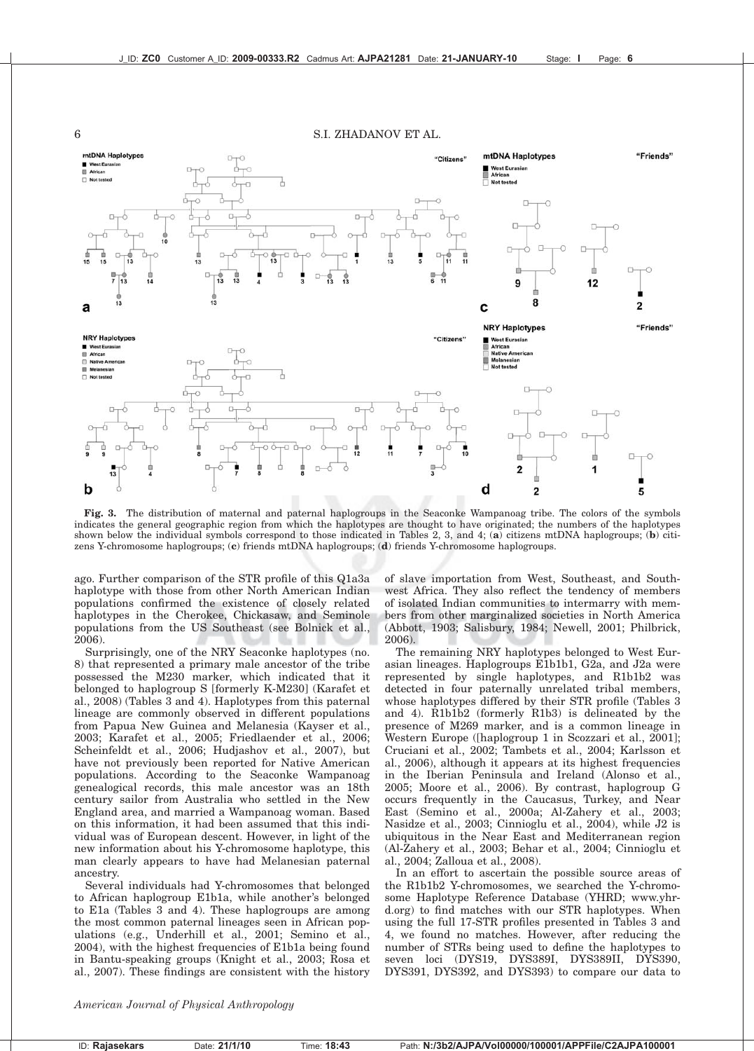**Fig. 3.** The distribution of maternal and paternal haplogroups in the Seaconke Wampanoag tribe. The colors of the symbols indicates the general geographic region from which the haplotypes are thought to have originated; the numbers of the haplotypes shown below the individual symbols correspond to those indicated in Tables 2, 3, and 4; (**a**) citizens mtDNA haplogroups; (**b**) citizens Y-chromosome haplogroups; (**c**) friends mtDNA haplogroups; (**d**) friends Y-chromosome haplogroups.

ago. Further comparison of the STR profile of this Q1a3a haplotype with those from other North American Indian populations confirmed the existence of closely related haplotypes in the Cherokee, Chickasaw, and Seminole populations from the US Southeast (see Bolnick et al., 2006).

Surprisingly, one of the NRY Seaconke haplotypes (no. 8) that represented a primary male ancestor of the tribe possessed the M230 marker, which indicated that it belonged to haplogroup S [formerly K-M230] (Karafet et al., 2008) (Tables 3 and 4). Haplotypes from this paternal lineage are commonly observed in different populations from Papua New Guinea and Melanesia (Kayser et al., 2003; Karafet et al., 2005; Friedlaender et al., 2006; Scheinfeldt et al., 2006; Hudjashov et al., 2007), but have not previously been reported for Native American populations. According to the Seaconke Wampanoag genealogical records, this male ancestor was an 18th century sailor from Australia who settled in the New England area, and married a Wampanoag woman. Based on this information, it had been assumed that this individual was of European descent. However, in light of the new information about his Y-chromosome haplotype, this man clearly appears to have had Melanesian paternal ancestry.

Several individuals had Y-chromosomes that belonged to African haplogroup E1b1a, while another's belonged to E1a (Tables 3 and 4). These haplogroups are among the most common paternal lineages seen in African populations (e.g., Underhill et al., 2001; Semino et al., 2004), with the highest frequencies of E1b1a being found in Bantu-speaking groups (Knight et al., 2003; Rosa et al., 2007). These findings are consistent with the history of slave importation from West, Southeast, and Southwest Africa. They also reflect the tendency of members of isolated Indian communities to intermarry with members from other marginalized societies in North America (Abbott, 1903; Salisbury, 1984; Newell, 2001; Philbrick, 2006).

The remaining NRY haplotypes belonged to West Eurasian lineages. Haplogroups E1b1b1, G2a, and J2a were represented by single haplotypes, and R1b1b2 was detected in four paternally unrelated tribal members, whose haplotypes differed by their STR profile (Tables 3 and 4). R1b1b2 (formerly R1b3) is delineated by the presence of M269 marker, and is a common lineage in Western Europe ([haplogroup 1 in Scozzari et al., 2001]; Cruciani et al., 2002; Tambets et al., 2004; Karlsson et al., 2006), although it appears at its highest frequencies in the Iberian Peninsula and Ireland (Alonso et al., 2005; Moore et al., 2006). By contrast, haplogroup G occurs frequently in the Caucasus, Turkey, and Near East (Semino et al., 2000a; Al-Zahery et al., 2003; Nasidze et al., 2003; Cinnioglu et al., 2004), while J2 is ubiquitous in the Near East and Mediterranean region (Al-Zahery et al., 2003; Behar et al., 2004; Cinnioglu et al., 2004; Zalloua et al., 2008).

In an effort to ascertain the possible source areas of the R1b1b2 Y-chromosomes, we searched the Y-chromosome Haplotype Reference Database (YHRD; www.yhrd.org) to find matches with our STR haplotypes. When using the full 17-STR profiles presented in Tables 3 and 4, we found no matches. However, after reducing the number of STRs being used to define the haplotypes to seven loci (DYS19, DYS389I, DYS389II, DYS390, DYS391, DYS392, and DYS393) to compare our data to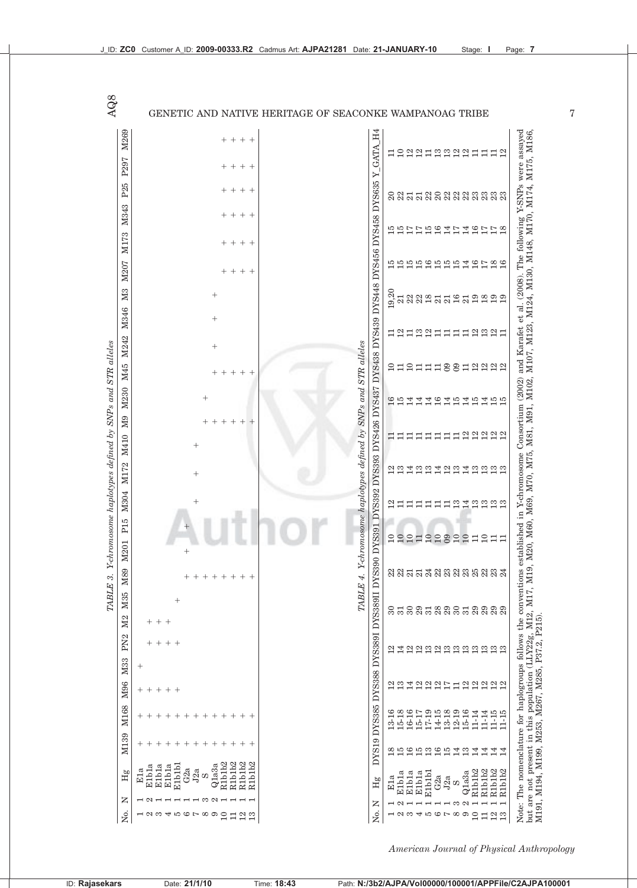*TABLE 3. Y-chromosome haplotypes defined by SNPs and STR alleles*

| No. | N | Hg | M139 | M168 | M96 | M33 | PN2 | M2 | M35 | M89 | M201 | P15 | M304 | M172 | M410 | M9 | M230 | M45 | M242 | M346 | M3 | M207 | M173 | M343 | P25 | P297 | M269 |
|---|---|---|---|---|---|---|---|---|---|---|---|---|---|---|---|---|---|---|---|---|---|---|---|---|---|---|---|
| 1 | 1 | E1a | + | + | + | + | | | | | | | | | | | | | | | | | | | | | |
| 2 | 2 | E1b1a | + | + | + | | + | + | | | | | | | | | | | | | | | | | | | |
| 3 | 1 | E1b1a | + | + | + | | + | + | | | | | | | | | | | | | | | | | | | |
| 4 | 1 | E1b1a | + | + | + | | + | + | | | | | | | | | | | | | | | | | | | |
| 5 | 1 | E1b1b1 | + | + | + | | + | | + | | | | | | | | | | | | | | | | | | |
| 6 | 1 | G2a | + | + | | | | | | + | + | + | | | | | | | | | | | | | | | |
| 7 | 1 | J2a | + | + | | | | | | + | | | + | + | + | | | | | | | | | | | | |
| 8 | 3 | S | + | + | | | | | | + | | | | | | + | + | | | | | | | | | | |
| 9 | 2 | Q1a3a | + | + | | | | | | + | | | | | | + | | + | + | + | + | | | | | | |
| 10 | 1 | R1b1b2 | + | + | | | | | | + | | | | | | + | | + | | | | + | + | + | + | + | + |
| 11 | 1 | R1b1b2 | + | + | | | | | | + | | | | | | + | | + | | | | + | + | + | + | + | + |
| 12 | 1 | R1b1b2 | + | + | | | | | | + | | | | | | + | | + | | | | + | + | + | + | + | + |
| 13 | 1 | R1b1b2 | + | + | | | | | | + | | | | | | + | | + | | | | + | + | + | + | + | + |

*TABLE 4. Y-chromosome haplotypes defined by SNPs and STR alleles*

| No. | N | Hg | DYS19 | DYS385 | DYS388 | DYS389I | DYS389II | DYS390 | DYS391 | DYS392 | DYS393 | DYS426 | DYS437 | DYS438 | DYS439 | DYS448 | DYS456 | DYS458 | DYS635 | Y_GATA_H4 |
|---|---|---|---|---|---|---|---|---|---|---|---|---|---|---|---|---|---|---|---|---|
| 1 | 1 | E1a | 18 | 13-16 | 12 | 12 | 30 | 22 | 10 | 12 | 12 | 11 | 16 | 10 | 11 | 19,20 | 15 | 15 | 20 | 11 |
| 2 | 2 | E1b1a | 15 | 15-18 | 13 | 14 | 31 | 22 | 10 | 11 | 13 | 11 | 15 | 11 | 12 | 21 | 15 | 15 | 22 | 10 |
| 3 | 1 | E1b1a | 16 | 16-16 | 14 | 12 | 30 | 21 | 10 | 11 | 14 | 11 | 14 | 10 | 11 | 22 | 15 | 17 | 21 | 12 |
| 4 | 1 | E1b1a | 15 | 15-17 | 12 | 12 | 29 | 21 | 11 | 11 | 13 | 11 | 14 | 11 | 13 | 22 | 15 | 17 | 21 | 12 |
| 5 | 1 | E1b1b1 | 13 | 17-19 | 12 | 13 | 31 | 24 | 10 | 11 | 13 | 11 | 14 | 11 | 12 | 18 | 16 | 15 | 22 | 11 |
| 6 | 1 | G2a | 16 | 14-15 | 12 | 12 | 28 | 22 | 10 | 11 | 14 | 11 | 16 | 11 | 11 | 21 | 15 | 16 | 20 | 13 |
| 7 | 1 | J2a | 15 | 13-18 | 17 | 13 | 29 | 23 | 09 | 11 | 12 | 11 | 14 | 09 | 11 | 21 | 15 | 14 | 22 | 13 |
| 8 | 3 | S | 14 | 12-19 | 11 | 13 | 30 | 22 | 10 | 13 | 13 | 11 | 15 | 09 | 11 | 16 | 15 | 17 | 22 | 12 |
| 9 | 2 | Q1a3a | 13 | 15-16 | 12 | 13 | 31 | 23 | 10 | 14 | 14 | 12 | 14 | 11 | 11 | 21 | 14 | 14 | 22 | 12 |
| 10 | 1 | R1b1b2 | 14 | 11-14 | 12 | 13 | 29 | 25 | 11 | 13 | 13 | 12 | 15 | 12 | 12 | 19 | 16 | 16 | 23 | 11 |
| 11 | 1 | R1b1b2 | 14 | 11-14 | 12 | 13 | 29 | 22 | 10 | 13 | 13 | 12 | 14 | 12 | 13 | 18 | 17 | 17 | 23 | 11 |
| 12 | 1 | R1b1b2 | 14 | 11-15 | 12 | 13 | 29 | 23 | 11 | 13 | 13 | 12 | 15 | 12 | 12 | 19 | 18 | 17 | 23 | 11 |
| 13 | 1 | R1b1b2 | 14 | 11-15 | 12 | 13 | 29 | 24 | 11 | 13 | 13 | 12 | 15 | 12 | 11 | 19 | 16 | 18 | 23 | 12 |

Note: The nomenclature for haplogroups follows the conventions established in Y-chromosome Consortium (2002) and Karafet et al. (2008). The following Y-SNPs were assayed but are not present in this population (LLY22g, M12, M17, M19, M20, M60, M69, M70, M75, M81, M91, M102, M107, M123, M124, M130, M148, M170, M174, M175, M186, M191, M194, M199, M253, M267, M285, P37.2, P215).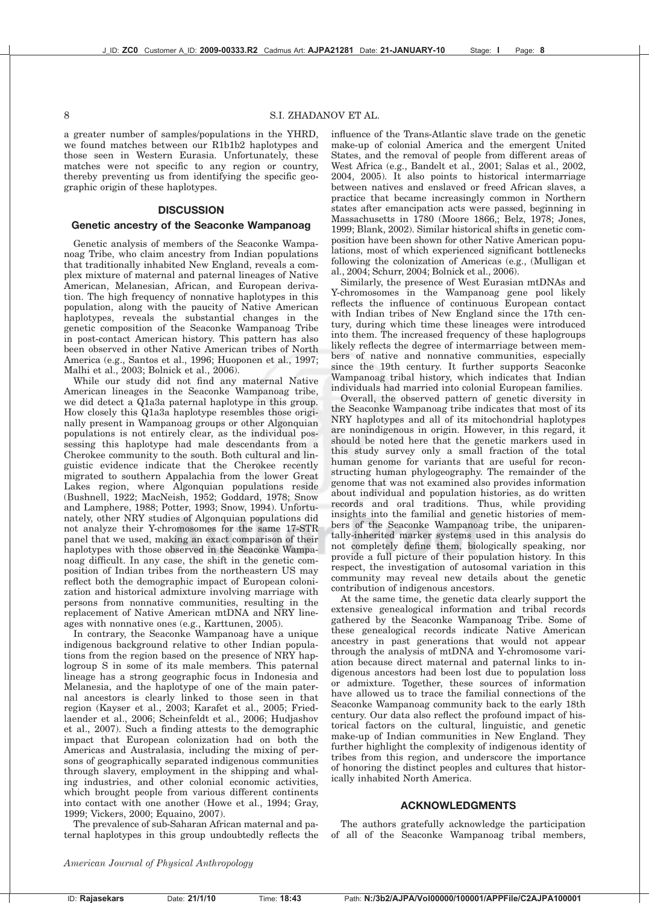a greater number of samples/populations in the YHRD, we found matches between our R1b1b2 haplotypes and those seen in Western Eurasia. Unfortunately, these matches were not specific to any region or country, thereby preventing us from identifying the specific geographic origin of these haplotypes.

## DISCUSSION

### Genetic ancestry of the Seaconke Wampanoag

Genetic analysis of members of the Seaconke Wampanoag Tribe, who claim ancestry from Indian populations that traditionally inhabited New England, reveals a complex mixture of maternal and paternal lineages of Native American, Melanesian, African, and European derivation. The high frequency of nonnative haplotypes in this population, along with the paucity of Native American haplotypes, reveals the substantial changes in the genetic composition of the Seaconke Wampanoag Tribe in post-contact American history. This pattern has also been observed in other Native American tribes of North America (e.g., Santos et al., 1996; Huoponen et al., 1997; Malhi et al., 2003; Bolnick et al., 2006).

While our study did not find any maternal Native American lineages in the Seaconke Wampanoag tribe, we did detect a Q1a3a paternal haplotype in this group. How closely this Q1a3a haplotype resembles those originally present in Wampanoag groups or other Algonquian populations is not entirely clear, as the individual possessing this haplotype had male descendants from a Cherokee community to the south. Both cultural and linguistic evidence indicate that the Cherokee recently migrated to southern Appalachia from the lower Great Lakes region, where Algonquian populations reside (Bushnell, 1922; MacNeish, 1952; Goddard, 1978; Snow and Lamphere, 1988; Potter, 1993; Snow, 1994). Unfortunately, other NRY studies of Algonquian populations did not analyze their Y-chromosomes for the same 17-STR panel that we used, making an exact comparison of their haplotypes with those observed in the Seaconke Wampanoag difficult. In any case, the shift in the genetic composition of Indian tribes from the northeastern US may reflect both the demographic impact of European colonization and historical admixture involving marriage with persons from nonnative communities, resulting in the replacement of Native American mtDNA and NRY lineages with nonnative ones (e.g., Karttunen, 2005).

In contrary, the Seaconke Wampanoag have a unique indigenous background relative to other Indian populations from the region based on the presence of NRY haplogroup S in some of its male members. This paternal lineage has a strong geographic focus in Indonesia and Melanesia, and the haplotype of one of the main paternal ancestors is clearly linked to those seen in that region (Kayser et al., 2003; Karafet et al., 2005; Friedlaender et al., 2006; Scheinfeldt et al., 2006; Hudjashov et al., 2007). Such a finding attests to the demographic impact that European colonization had on both the Americas and Australasia, including the mixing of persons of geographically separated indigenous communities through slavery, employment in the shipping and whaling industries, and other colonial economic activities, which brought people from various different continents into contact with one another (Howe et al., 1994; Gray, 1999; Vickers, 2000; Equaino, 2007).

The prevalence of sub-Saharan African maternal and paternal haplotypes in this group undoubtedly reflects the influence of the Trans-Atlantic slave trade on the genetic make-up of colonial America and the emergent United States, and the removal of people from different areas of West Africa (e.g., Bandelt et al., 2001; Salas et al., 2002, 2004, 2005). It also points to historical intermarriage between natives and enslaved or freed African slaves, a practice that became increasingly common in Northern states after emancipation acts were passed, beginning in Massachusetts in 1780 (Moore 1866,; Belz, 1978; Jones, 1999; Blank, 2002). Similar historical shifts in genetic composition have been shown for other Native American populations, most of which experienced significant bottlenecks following the colonization of Americas (e.g., (Mulligan et al., 2004; Schurr, 2004; Bolnick et al., 2006).

Similarly, the presence of West Eurasian mtDNAs and Y-chromosomes in the Wampanoag gene pool likely reflects the influence of continuous European contact with Indian tribes of New England since the 17th century, during which time these lineages were introduced into them. The increased frequency of these haplogroups likely reflects the degree of intermarriage between members of native and nonnative communities, especially since the 19th century. It further supports Seaconke Wampanoag tribal history, which indicates that Indian individuals had married into colonial European families.

Overall, the observed pattern of genetic diversity in the Seaconke Wampanoag tribe indicates that most of its NRY haplotypes and all of its mitochondrial haplotypes are nonindigenous in origin. However, in this regard, it should be noted here that the genetic markers used in this study survey only a small fraction of the total human genome for variants that are useful for reconstructing human phylogeography. The remainder of the genome that was not examined also provides information about individual and population histories, as do written records and oral traditions. Thus, while providing insights into the familial and genetic histories of members of the Seaconke Wampanoag tribe, the uniparentally-inherited marker systems used in this analysis do not completely define them, biologically speaking, nor provide a full picture of their population history. In this respect, the investigation of autosomal variation in this community may reveal new details about the genetic contribution of indigenous ancestors.

At the same time, the genetic data clearly support the extensive genealogical information and tribal records gathered by the Seaconke Wampanoag Tribe. Some of these genealogical records indicate Native American ancestry in past generations that would not appear through the analysis of mtDNA and Y-chromosome variation because direct maternal and paternal links to indigenous ancestors had been lost due to population loss or admixture. Together, these sources of information have allowed us to trace the familial connections of the Seaconke Wampanoag community back to the early 18th century. Our data also reflect the profound impact of historical factors on the cultural, linguistic, and genetic make-up of Indian communities in New England. They further highlight the complexity of indigenous identity of tribes from this region, and underscore the importance of honoring the distinct peoples and cultures that historically inhabited North America.

## ACKNOWLEDGMENTS

The authors gratefully acknowledge the participation of all of the Seaconke Wampanoag tribal members,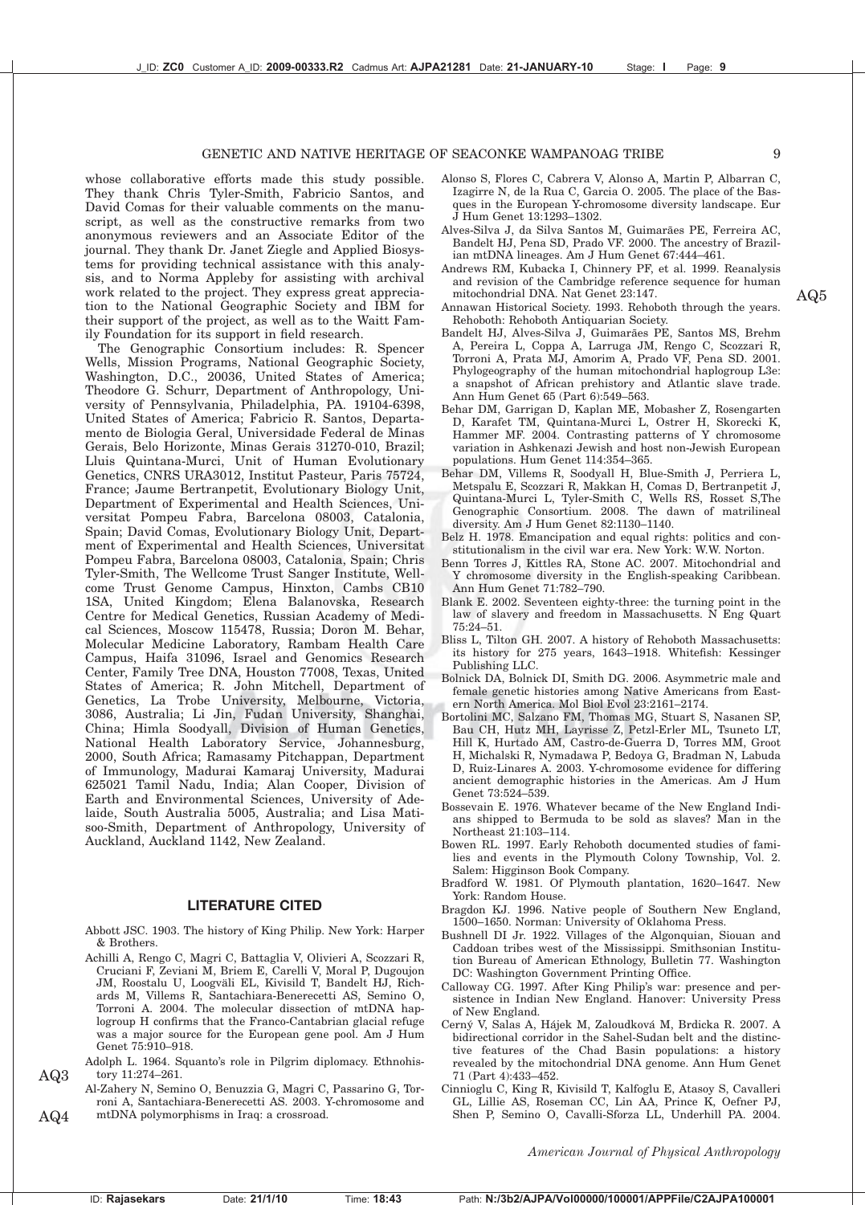whose collaborative efforts made this study possible. They thank Chris Tyler-Smith, Fabricio Santos, and David Comas for their valuable comments on the manuscript, as well as the constructive remarks from two anonymous reviewers and an Associate Editor of the journal. They thank Dr. Janet Ziegle and Applied Biosystems for providing technical assistance with this analysis, and to Norma Appleby for assisting with archival work related to the project. They express great appreciation to the National Geographic Society and IBM for their support of the project, as well as to the Waitt Family Foundation for its support in field research.

The Genographic Consortium includes: R. Spencer Wells, Mission Programs, National Geographic Society, Washington, D.C., 20036, United States of America; Theodore G. Schurr, Department of Anthropology, University of Pennsylvania, Philadelphia, PA. 19104-6398, United States of America; Fabricio R. Santos, Departamento de Biologia Geral, Universidade Federal de Minas Gerais, Belo Horizonte, Minas Gerais 31270-010, Brazil; Lluis Quintana-Murci, Unit of Human Evolutionary Genetics, CNRS URA3012, Institut Pasteur, Paris 75724, France; Jaume Bertranpetit, Evolutionary Biology Unit, Department of Experimental and Health Sciences, Universitat Pompeu Fabra, Barcelona 08003, Catalonia, Spain; David Comas, Evolutionary Biology Unit, Department of Experimental and Health Sciences, Universitat Pompeu Fabra, Barcelona 08003, Catalonia, Spain; Chris Tyler-Smith, The Wellcome Trust Sanger Institute, Wellcome Trust Genome Campus, Hinxton, Cambs CB10 1SA, United Kingdom; Elena Balanovska, Research Centre for Medical Genetics, Russian Academy of Medical Sciences, Moscow 115478, Russia; Doron M. Behar, Molecular Medicine Laboratory, Rambam Health Care Campus, Haifa 31096, Israel and Genomics Research Center, Family Tree DNA, Houston 77008, Texas, United States of America; R. John Mitchell, Department of Genetics, La Trobe University, Melbourne, Victoria, 3086, Australia; Li Jin, Fudan University, Shanghai, China; Himla Soodyall, Division of Human Genetics, National Health Laboratory Service, Johannesburg, 2000, South Africa; Ramasamy Pitchappan, Department of Immunology, Madurai Kamaraj University, Madurai 625021 Tamil Nadu, India; Alan Cooper, Division of Earth and Environmental Sciences, University of Adelaide, South Australia 5005, Australia; and Lisa Matisoo-Smith, Department of Anthropology, University of Auckland, Auckland 1142, New Zealand.

## LITERATURE CITED

Abbott JSC. 1903. The history of King Philip. New York: Harper & Brothers.

Achilli A, Rengo C, Magri C, Battaglia V, Olivieri A, Scozzari R, Cruciani F, Zeviani M, Briem E, Carelli V, Moral P, Dugoujon JM, Roostalu U, Loogväli EL, Kivisild T, Bandelt HJ, Richards M, Villems R, Santachiara-Benerecetti AS, Semino O, Torroni A. 2004. The molecular dissection of mtDNA haplogroup H confirms that the Franco-Cantabrian glacial refuge was a major source for the European gene pool. Am J Hum Genet 75:910–918.

Adolph L. 1964. Squanto's role in Pilgrim diplomacy. Ethnohistory 11:274–261.

Al-Zahery N, Semino O, Benuzzia G, Magri C, Passarino G, Torroni A, Santachiara-Benerecetti AS. 2003. Y-chromosome and mtDNA polymorphisms in Iraq: a crossroad.

Alonso S, Flores C, Cabrera V, Alonso A, Martin P, Albarran C, Izagirre N, de la Rua C, Garcia O. 2005. The place of the Basques in the European Y-chromosome diversity landscape. Eur J Hum Genet 13:1293–1302.

Alves-Silva J, da Silva Santos M, Guimarães PE, Ferreira AC, Bandelt HJ, Pena SD, Prado VF. 2000. The ancestry of Brazilian mtDNA lineages. Am J Hum Genet 67:444–461.

Andrews RM, Kubacka I, Chinnery PF, et al. 1999. Reanalysis and revision of the Cambridge reference sequence for human mitochondrial DNA. Nat Genet 23:147.

Annawan Historical Society. 1993. Rehoboth through the years. Rehoboth: Rehoboth Antiquarian Society.

Bandelt HJ, Alves-Silva J, Guimarães PE, Santos MS, Brehm A, Pereira L, Coppa A, Larruga JM, Rengo C, Scozzari R, Torroni A, Prata MJ, Amorim A, Prado VF, Pena SD. 2001. Phylogeography of the human mitochondrial haplogroup L3e: a snapshot of African prehistory and Atlantic slave trade. Ann Hum Genet 65 (Part 6):549–563.

Behar DM, Garrigan D, Kaplan ME, Mobasher Z, Rosengarten D, Karafet TM, Quintana-Murci L, Ostrer H, Skorecki K, Hammer MF. 2004. Contrasting patterns of Y chromosome variation in Ashkenazi Jewish and host non-Jewish European populations. Hum Genet 114:354–365.

Behar DM, Villems R, Soodyall H, Blue-Smith J, Perriera L, Metspalu E, Scozzari R, Makkan H, Comas D, Bertranpetit J, Quintana-Murci L, Tyler-Smith C, Wells RS, Rosset S,The Genographic Consortium. 2008. The dawn of matrilineal diversity. Am J Hum Genet 82:1130–1140.

Belz H. 1978. Emancipation and equal rights: politics and constitutionalism in the civil war era. New York: W.W. Norton.

Benn Torres J, Kittles RA, Stone AC. 2007. Mitochondrial and Y chromosome diversity in the English-speaking Caribbean. Ann Hum Genet 71:782–790.

Blank E. 2002. Seventeen eighty-three: the turning point in the law of slavery and freedom in Massachusetts. N Eng Quart 75:24–51.

Bliss L, Tilton GH. 2007. A history of Rehoboth Massachusetts: its history for 275 years, 1643–1918. Whitefish: Kessinger Publishing LLC.

Bolnick DA, Bolnick DI, Smith DG. 2006. Asymmetric male and female genetic histories among Native Americans from Eastern North America. Mol Biol Evol 23:2161–2174.

Bortolini MC, Salzano FM, Thomas MG, Stuart S, Nasanen SP, Bau CH, Hutz MH, Layrisse Z, Petzl-Erler ML, Tsuneto LT, Hill K, Hurtado AM, Castro-de-Guerra D, Torres MM, Groot H, Michalski R, Nymadawa P, Bedoya G, Bradman N, Labuda D, Ruiz-Linares A. 2003. Y-chromosome evidence for differing ancient demographic histories in the Americas. Am J Hum Genet 73:524–539.

Bossevain E. 1976. Whatever became of the New England Indians shipped to Bermuda to be sold as slaves? Man in the Northeast 21:103–114.

Bowen RL. 1997. Early Rehoboth documented studies of families and events in the Plymouth Colony Township, Vol. 2. Salem: Higginson Book Company.

Bradford W. 1981. Of Plymouth plantation, 1620–1647. New York: Random House.

Bragdon KJ. 1996. Native people of Southern New England, 1500–1650. Norman: University of Oklahoma Press.

Bushnell DI Jr. 1922. Villages of the Algonquian, Siouan and Caddoan tribes west of the Mississippi. Smithsonian Institution Bureau of American Ethnology, Bulletin 77. Washington DC: Washington Government Printing Office.

Calloway CG. 1997. After King Philip's war: presence and persistence in Indian New England. Hanover: University Press of New England.

Cerný V, Salas A, Hájek M, Zaloudková M, Brdicka R. 2007. A bidirectional corridor in the Sahel-Sudan belt and the distinctive features of the Chad Basin populations: a history revealed by the mitochondrial DNA genome. Ann Hum Genet 71 (Part 4):433–452.

Cinnioglu C, King R, Kivisild T, Kalfoglu E, Atasoy S, Cavalleri GL, Lillie AS, Roseman CC, Lin AA, Prince K, Oefner PJ, Shen P, Semino O, Cavalli-Sforza LL, Underhill PA. 2004.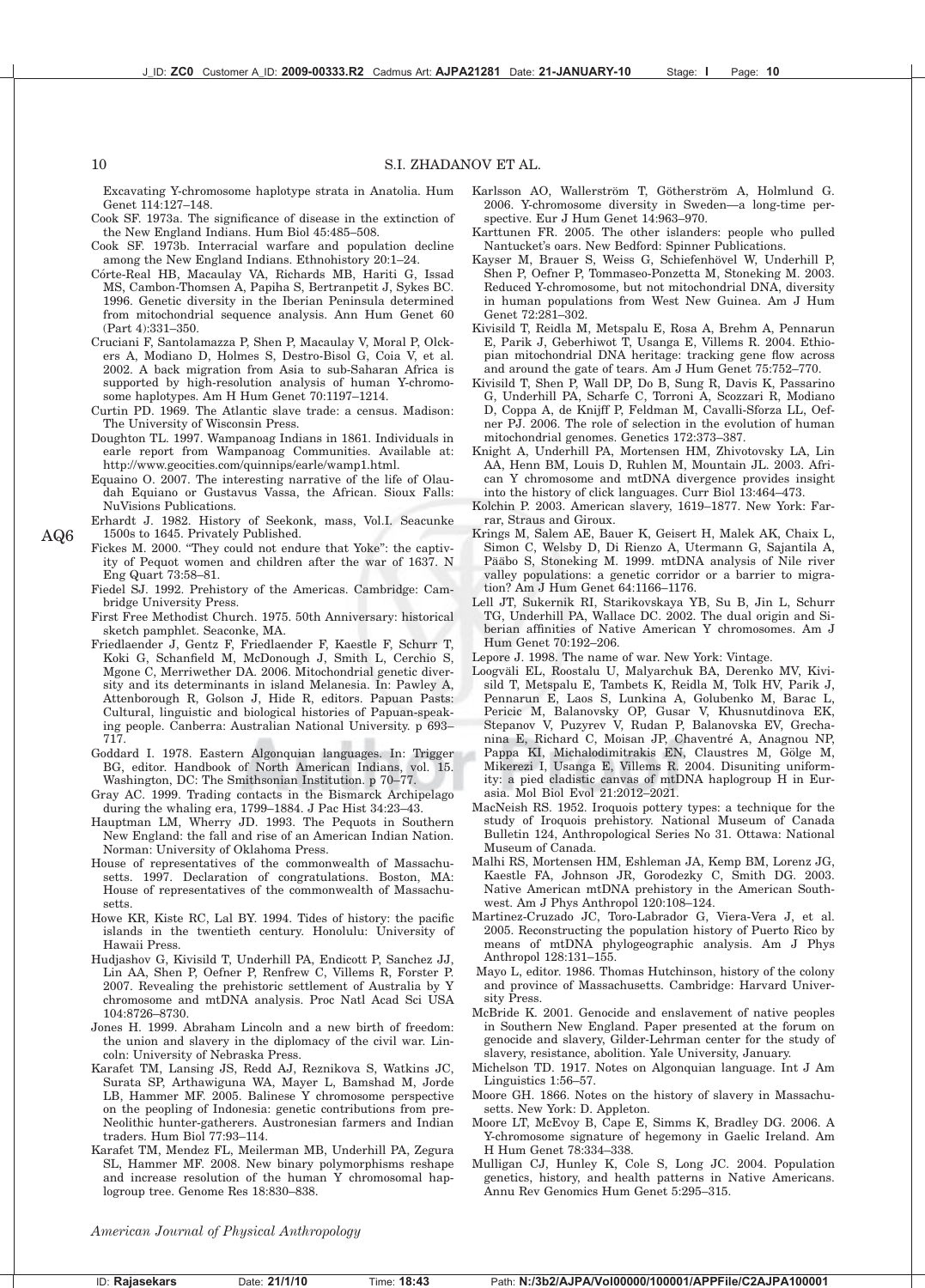Excavating Y-chromosome haplotype strata in Anatolia. Hum Genet 114:127–148.

Cook SF. 1973a. The significance of disease in the extinction of the New England Indians. Hum Biol 45:485–508.

Cook SF. 1973b. Interracial warfare and population decline among the New England Indians. Ethnohistory 20:1–24.

Córte-Real HB, Macaulay VA, Richards MB, Hariti G, Issad MS, Cambon-Thomsen A, Papiha S, Bertranpetit J, Sykes BC. 1996. Genetic diversity in the Iberian Peninsula determined from mitochondrial sequence analysis. Ann Hum Genet 60 (Part 4):331–350.

Cruciani F, Santolamazza P, Shen P, Macaulay V, Moral P, Olckers A, Modiano D, Holmes S, Destro-Bisol G, Coia V, et al. 2002. A back migration from Asia to sub-Saharan Africa is supported by high-resolution analysis of human Y-chromosome haplotypes. Am H Hum Genet 70:1197–1214.

Curtin PD. 1969. The Atlantic slave trade: a census. Madison: The University of Wisconsin Press.

Doughton TL. 1997. Wampanoag Indians in 1861. Individuals in earle report from Wampanoag Communities. Available at: http://www.geocities.com/quinnips/earle/wamp1.html.

Equaino O. 2007. The interesting narrative of the life of Olaudah Equiano or Gustavus Vassa, the African. Sioux Falls: NuVisions Publications.

Erhardt J. 1982. History of Seekonk, mass, Vol.I. Seacunke 1500s to 1645. Privately Published.

AQ6

Fickes M. 2000. "They could not endure that Yoke": the captivity of Pequot women and children after the war of 1637. N Eng Quart 73:58–81.

Fiedel SJ. 1992. Prehistory of the Americas. Cambridge: Cambridge University Press.

First Free Methodist Church. 1975. 50th Anniversary: historical sketch pamphlet. Seaconke, MA.

Friedlaender J, Gentz F, Friedlaender F, Kaestle F, Schurr T, Koki G, Schanfield M, McDonough J, Smith L, Cerchio S, Mgone C, Merriwether DA. 2006. Mitochondrial genetic diversity and its determinants in island Melanesia. In: Pawley A, Attenborough R, Golson J, Hide R, editors. Papuan Pasts: Cultural, linguistic and biological histories of Papuan-speaking people. Canberra: Australian National University. p 693–717.

Goddard I. 1978. Eastern Algonquian languages. In: Trigger BG, editor. Handbook of North American Indians, vol. 15. Washington, DC: The Smithsonian Institution. p 70–77.

Gray AC. 1999. Trading contacts in the Bismarck Archipelago during the whaling era, 1799–1884. J Pac Hist 34:23–43.

Hauptman LM, Wherry JD. 1993. The Pequots in Southern New England: the fall and rise of an American Indian Nation. Norman: University of Oklahoma Press.

House of representatives of the commonwealth of Massachusetts. 1997. Declaration of congratulations. Boston, MA: House of representatives of the commonwealth of Massachusetts.

Howe KR, Kiste RC, Lal BY. 1994. Tides of history: the pacific islands in the twentieth century. Honolulu: University of Hawaii Press.

Hudjashov G, Kivisild T, Underhill PA, Endicott P, Sanchez JJ, Lin AA, Shen P, Oefner P, Renfrew C, Villems R, Forster P. 2007. Revealing the prehistoric settlement of Australia by Y chromosome and mtDNA analysis. Proc Natl Acad Sci USA 104:8726–8730.

Jones H. 1999. Abraham Lincoln and a new birth of freedom: the union and slavery in the diplomacy of the civil war. Lincoln: University of Nebraska Press.

Karafet TM, Lansing JS, Redd AJ, Reznikova S, Watkins JC, Surata SP, Arthawiguna WA, Mayer L, Bamshad M, Jorde LB, Hammer MF. 2005. Balinese Y chromosome perspective on the peopling of Indonesia: genetic contributions from pre-Neolithic hunter-gatherers. Austronesian farmers and Indian traders. Hum Biol 77:93–114.

Karafet TM, Mendez FL, Meilerman MB, Underhill PA, Zegura SL, Hammer MF. 2008. New binary polymorphisms reshape and increase resolution of the human Y chromosomal haplogroup tree. Genome Res 18:830–838.

Karlsson AO, Wallerström T, Götherström A, Holmlund G. 2006. Y-chromosome diversity in Sweden—a long-time perspective. Eur J Hum Genet 14:963–970.

Karttunen FR. 2005. The other islanders: people who pulled Nantucket's oars. New Bedford: Spinner Publications.

Kayser M, Brauer S, Weiss G, Schiefenhövel W, Underhill P, Shen P, Oefner P, Tommaseo-Ponzetta M, Stoneking M. 2003. Reduced Y-chromosome, but not mitochondrial DNA, diversity in human populations from West New Guinea. Am J Hum Genet 72:281–302.

Kivisild T, Reidla M, Metspalu E, Rosa A, Brehm A, Pennarun E, Parik J, Geberhiwot T, Usanga E, Villems R. 2004. Ethiopian mitochondrial DNA heritage: tracking gene flow across and around the gate of tears. Am J Hum Genet 75:752–770.

Kivisild T, Shen P, Wall DP, Do B, Sung R, Davis K, Passarino G, Underhill PA, Scharfe C, Torroni A, Scozzari R, Modiano D, Coppa A, de Knijff P, Feldman M, Cavalli-Sforza LL, Oefner PJ. 2006. The role of selection in the evolution of human mitochondrial genomes. Genetics 172:373–387.

Knight A, Underhill PA, Mortensen HM, Zhivotovsky LA, Lin AA, Henn BM, Louis D, Ruhlen M, Mountain JL. 2003. African Y chromosome and mtDNA divergence provides insight into the history of click languages. Curr Biol 13:464–473.

Kolchin P. 2003. American slavery, 1619–1877. New York: Farrar, Straus and Giroux.

Krings M, Salem AE, Bauer K, Geisert H, Malek AK, Chaix L, Simon C, Welsby D, Di Rienzo A, Utermann G, Sajantila A, Pääbo S, Stoneking M. 1999. mtDNA analysis of Nile river valley populations: a genetic corridor or a barrier to migration? Am J Hum Genet 64:1166–1176.

Lell JT, Sukernik RI, Starikovskaya YB, Su B, Jin L, Schurr TG, Underhill PA, Wallace DC. 2002. The dual origin and Siberian affinities of Native American Y chromosomes. Am J Hum Genet 70:192–206.

Lepore J. 1998. The name of war. New York: Vintage.

Loogväli EL, Roostalu U, Malyarchuk BA, Derenko MV, Kivisild T, Metspalu E, Tambets K, Reidla M, Tolk HV, Parik J, Pennarun E, Laos S, Lunkina A, Golubenko M, Barac L, Pericic M, Balanovsky OP, Gusar V, Khusnutdinova EK, Stepanov V, Puzyrev V, Rudan P, Balanovska EV, Grechanina E, Richard C, Moisan JP, Chaventré A, Anagnou NP, Pappa KI, Michalodimitrakis EN, Claustres M, Gölge M, Mikerezi I, Usanga E, Villems R. 2004. Disuniting uniformity: a pied cladistic canvas of mtDNA haplogroup H in Eurasia. Mol Biol Evol 21:2012–2021.

MacNeish RS. 1952. Iroquois pottery types: a technique for the study of Iroquois prehistory. National Museum of Canada Bulletin 124, Anthropological Series No 31. Ottawa: National Museum of Canada.

Malhi RS, Mortensen HM, Eshleman JA, Kemp BM, Lorenz JG, Kaestle FA, Johnson JR, Gorodezky C, Smith DG. 2003. Native American mtDNA prehistory in the American Southwest. Am J Phys Anthropol 120:108–124.

Martinez-Cruzado JC, Toro-Labrador G, Viera-Vera J, et al. 2005. Reconstructing the population history of Puerto Rico by means of mtDNA phylogeographic analysis. Am J Phys Anthropol 128:131–155.

Mayo L, editor. 1986. Thomas Hutchinson, history of the colony and province of Massachusetts. Cambridge: Harvard University Press.

McBride K. 2001. Genocide and enslavement of native peoples in Southern New England. Paper presented at the forum on genocide and slavery, Gilder-Lehrman center for the study of slavery, resistance, abolition. Yale University, January.

Michelson TD. 1917. Notes on Algonquian language. Int J Am Linguistics 1:56–57.

Moore GH. 1866. Notes on the history of slavery in Massachusetts. New York: D. Appleton.

Moore LT, McEvoy B, Cape E, Simms K, Bradley DG. 2006. A Y-chromosome signature of hegemony in Gaelic Ireland. Am H Hum Genet 78:334–338.

Mulligan CJ, Hunley K, Cole S, Long JC. 2004. Population genetics, history, and health patterns in Native Americans. Annu Rev Genomics Hum Genet 5:295–315.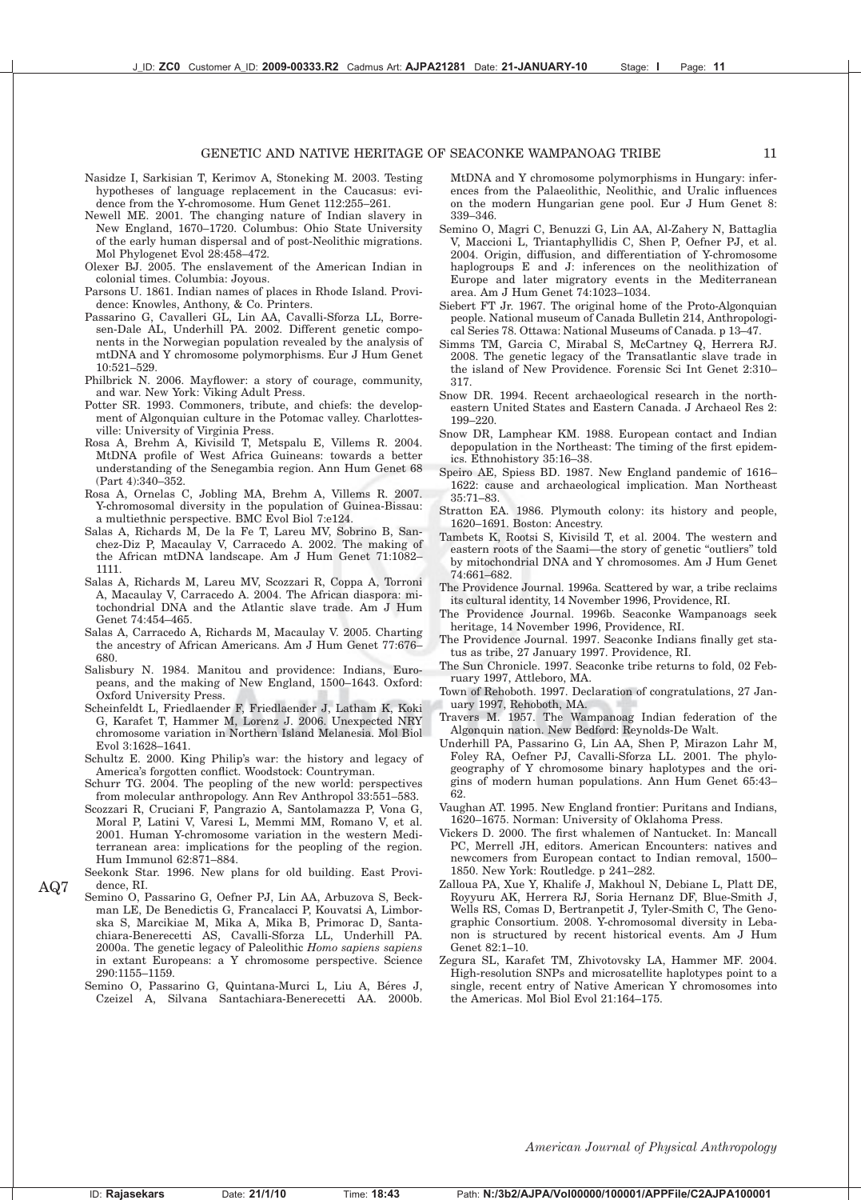Nasidze I, Sarkisian T, Kerimov A, Stoneking M. 2003. Testing hypotheses of language replacement in the Caucasus: evidence from the Y-chromosome. Hum Genet 112:255–261.

Newell ME. 2001. The changing nature of Indian slavery in New England, 1670–1720. Columbus: Ohio State University of the early human dispersal and of post-Neolithic migrations. Mol Phylogenet Evol 28:458–472.

Olexer BJ. 2005. The enslavement of the American Indian in colonial times. Columbia: Joyous.

Parsons U. 1861. Indian names of places in Rhode Island. Providence: Knowles, Anthony, & Co. Printers.

Passarino G, Cavalleri GL, Lin AA, Cavalli-Sforza LL, Borresen-Dale AL, Underhill PA. 2002. Different genetic components in the Norwegian population revealed by the analysis of mtDNA and Y chromosome polymorphisms. Eur J Hum Genet 10:521–529.

Philbrick N. 2006. Mayflower: a story of courage, community, and war. New York: Viking Adult Press.

Potter SR. 1993. Commoners, tribute, and chiefs: the development of Algonquian culture in the Potomac valley. Charlottesville: University of Virginia Press.

Rosa A, Brehm A, Kivisild T, Metspalu E, Villems R. 2004. MtDNA profile of West Africa Guineans: towards a better understanding of the Senegambia region. Ann Hum Genet 68 (Part 4):340–352.

Rosa A, Ornelas C, Jobling MA, Brehm A, Villems R. 2007. Y-chromosomal diversity in the population of Guinea-Bissau: a multiethnic perspective. BMC Evol Biol 7:e124.

Salas A, Richards M, De la Fe T, Lareu MV, Sobrino B, Sanchez-Diz P, Macaulay V, Carracedo A. 2002. The making of the African mtDNA landscape. Am J Hum Genet 71:1082–1111.

Salas A, Richards M, Lareu MV, Scozzari R, Coppa A, Torroni A, Macaulay V, Carracedo A. 2004. The African diaspora: mitochondrial DNA and the Atlantic slave trade. Am J Hum Genet 74:454–465.

Salas A, Carracedo A, Richards M, Macaulay V. 2005. Charting the ancestry of African Americans. Am J Hum Genet 77:676–680.

Salisbury N. 1984. Manitou and providence: Indians, Europeans, and the making of New England, 1500–1643. Oxford: Oxford University Press.

Scheinfeldt L, Friedlaender F, Friedlaender J, Latham K, Koki G, Karafet T, Hammer M, Lorenz J. 2006. Unexpected NRY chromosome variation in Northern Island Melanesia. Mol Biol Evol 3:1628–1641.

Schultz E. 2000. King Philip's war: the history and legacy of America's forgotten conflict. Woodstock: Countryman.

Schurr TG. 2004. The peopling of the new world: perspectives from molecular anthropology. Ann Rev Anthropol 33:551–583.

Scozzari R, Cruciani F, Pangrazio A, Santolamazza P, Vona G, Moral P, Latini V, Varesi L, Memmi MM, Romano V, et al. 2001. Human Y-chromosome variation in the western Mediterranean area: implications for the peopling of the region. Hum Immunol 62:871–884.

Seekonk Star. 1996. New plans for old building. East Providence, RI.

Semino O, Passarino G, Oefner PJ, Lin AA, Arbuzova S, Beckman LE, De Benedictis G, Francalacci P, Kouvatsi A, Limborska S, Marcikiae M, Mika A, Mika B, Primorac D, Santachiara-Benerecetti AS, Cavalli-Sforza LL, Underhill PA. 2000a. The genetic legacy of Paleolithic *Homo sapiens sapiens* in extant Europeans: a Y chromosome perspective. Science 290:1155–1159.

Semino O, Passarino G, Quintana-Murci L, Liu A, Béres J, Czeizel A, Silvana Santachiara-Benerecetti AA. 2000b. MtDNA and Y chromosome polymorphisms in Hungary: inferences from the Palaeolithic, Neolithic, and Uralic influences on the modern Hungarian gene pool. Eur J Hum Genet 8: 339–346.

Semino O, Magri C, Benuzzi G, Lin AA, Al-Zahery N, Battaglia V, Maccioni L, Triantaphyllidis C, Shen P, Oefner PJ, et al. 2004. Origin, diffusion, and differentiation of Y-chromosome haplogroups E and J: inferences on the neolithization of Europe and later migratory events in the Mediterranean area. Am J Hum Genet 74:1023–1034.

Siebert FT Jr. 1967. The original home of the Proto-Algonquian people. National museum of Canada Bulletin 214, Anthropological Series 78. Ottawa: National Museums of Canada. p 13–47.

Simms TM, Garcia C, Mirabal S, McCartney Q, Herrera RJ. 2008. The genetic legacy of the Transatlantic slave trade in the island of New Providence. Forensic Sci Int Genet 2:310–317.

Snow DR. 1994. Recent archaeological research in the northeastern United States and Eastern Canada. J Archaeol Res 2: 199–220.

Snow DR, Lamphear KM. 1988. European contact and Indian depopulation in the Northeast: The timing of the first epidemics. Ethnohistory 35:16–38.

Speiro AE, Spiess BD. 1987. New England pandemic of 1616–1622: cause and archaeological implication. Man Northeast 35:71–83.

Stratton EA. 1986. Plymouth colony: its history and people, 1620–1691. Boston: Ancestry.

Tambets K, Rootsi S, Kivisild T, et al. 2004. The western and eastern roots of the Saami—the story of genetic "outliers" told by mitochondrial DNA and Y chromosomes. Am J Hum Genet 74:661–682.

The Providence Journal. 1996a. Scattered by war, a tribe reclaims its cultural identity, 14 November 1996, Providence, RI.

The Providence Journal. 1996b. Seaconke Wampanoags seek heritage, 14 November 1996, Providence, RI.

The Providence Journal. 1997. Seaconke Indians finally get status as tribe, 27 January 1997. Providence, RI.

The Sun Chronicle. 1997. Seaconke tribe returns to fold, 02 February 1997, Attleboro, MA.

Town of Rehoboth. 1997. Declaration of congratulations, 27 January 1997, Rehoboth, MA.

Travers M. 1957. The Wampanoag Indian federation of the Algonquin nation. New Bedford: Reynolds-De Walt.

Underhill PA, Passarino G, Lin AA, Shen P, Mirazon Lahr M, Foley RA, Oefner PJ, Cavalli-Sforza LL. 2001. The phylogeography of Y chromosome binary haplotypes and the origins of modern human populations. Ann Hum Genet 65:43–62.

Vaughan AT. 1995. New England frontier: Puritans and Indians, 1620–1675. Norman: University of Oklahoma Press.

Vickers D. 2000. The first whalemen of Nantucket. In: Mancall PC, Merrell JH, editors. American Encounters: natives and newcomers from European contact to Indian removal, 1500–1850. New York: Routledge. p 241–282.

Zalloua PA, Xue Y, Khalife J, Makhoul N, Debiane L, Platt DE, Royyuru AK, Herrera RJ, Soria Hernanz DF, Blue-Smith J, Wells RS, Comas D, Bertranpetit J, Tyler-Smith C, The Genographic Consortium. 2008. Y-chromosomal diversity in Lebanon is structured by recent historical events. Am J Hum Genet 82:1–10.

Zegura SL, Karafet TM, Zhivotovsky LA, Hammer MF. 2004. High-resolution SNPs and microsatellite haplotypes point to a single, recent entry of Native American Y chromosomes into the Americas. Mol Biol Evol 21:164–175.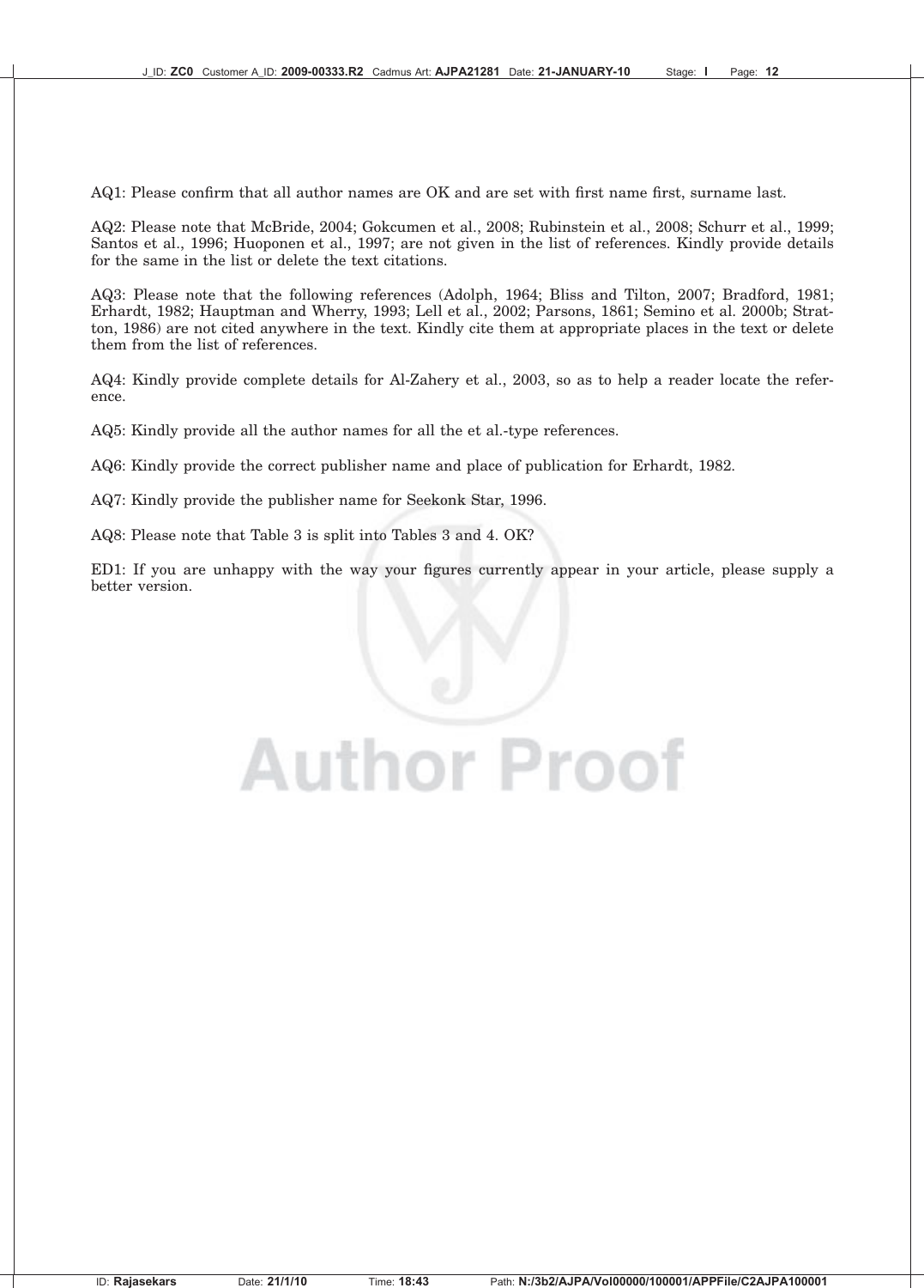AQ1: Please confirm that all author names are OK and are set with first name first, surname last.

AQ2: Please note that McBride, 2004; Gokcumen et al., 2008; Rubinstein et al., 2008; Schurr et al., 1999; Santos et al., 1996; Huoponen et al., 1997; are not given in the list of references. Kindly provide details for the same in the list or delete the text citations.

AQ3: Please note that the following references (Adolph, 1964; Bliss and Tilton, 2007; Bradford, 1981; Erhardt, 1982; Hauptman and Wherry, 1993; Lell et al., 2002; Parsons, 1861; Semino et al. 2000b; Stratton, 1986) are not cited anywhere in the text. Kindly cite them at appropriate places in the text or delete them from the list of references.

AQ4: Kindly provide complete details for Al-Zahery et al., 2003, so as to help a reader locate the reference.

AQ5: Kindly provide all the author names for all the et al.-type references.

AQ6: Kindly provide the correct publisher name and place of publication for Erhardt, 1982.

AQ7: Kindly provide the publisher name for Seekonk Star, 1996.

AQ8: Please note that Table 3 is split into Tables 3 and 4. OK?

ED1: If you are unhappy with the way your figures currently appear in your article, please supply a better version.